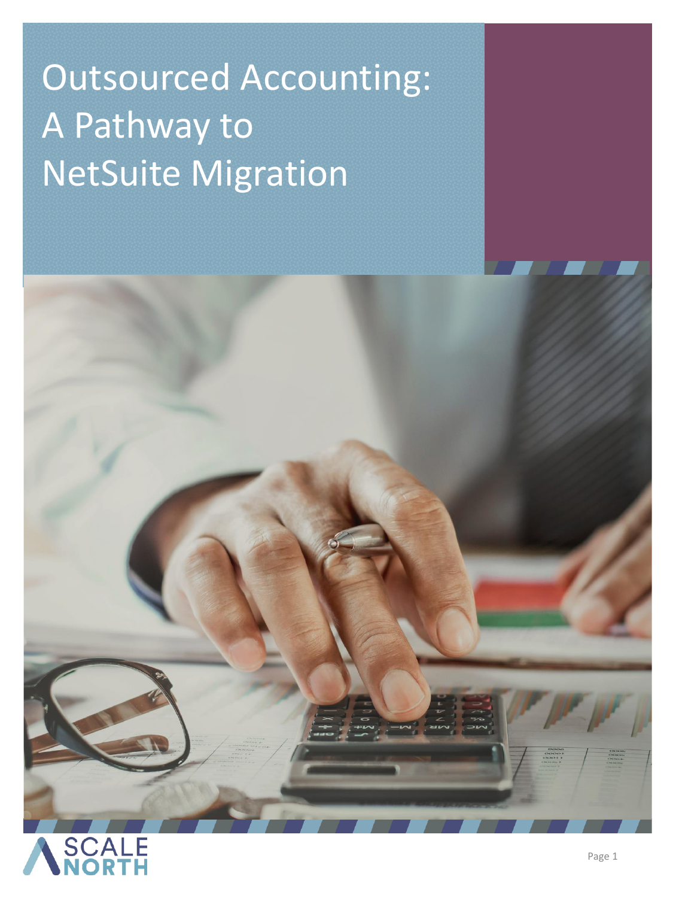# Outsourced Accounting: A Pathway to NetSuite Migration

SCALE NORTH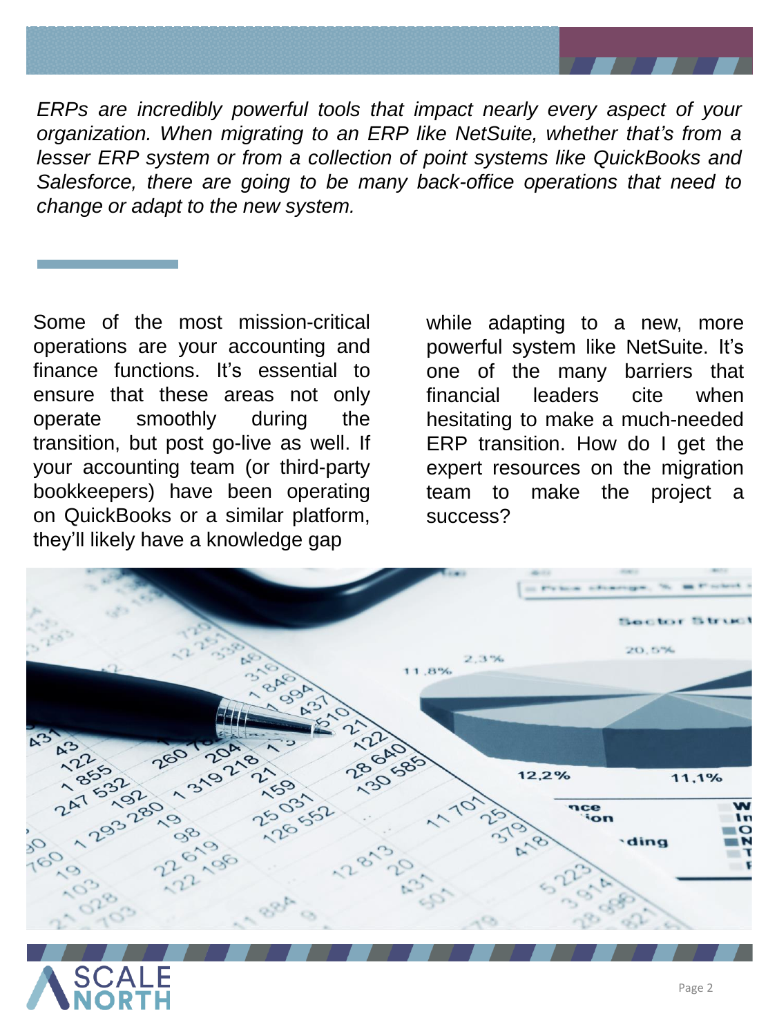*ERPs are incredibly powerful tools that impact nearly every aspect of your organization. When migrating to an ERP like NetSuite, whether that's from a lesser ERP system or from a collection of point systems like QuickBooks and Salesforce, there are going to be many back-office operations that need to change or adapt to the new system.*

Some of the most mission-critical operations are your accounting and finance functions. It's essential to ensure that these areas not only operate smoothly during the transition, but post go-live as well. If your accounting team (or third-party bookkeepers) have been operating on QuickBooks or a similar platform, they'll likely have a knowledge gap while adapting to a new, more powerful system like NetSuite. It's one of the many barriers that financial leaders cite when hesitating to make a much-needed ERP transition. How do I get the expert resources on the migration team to make the project a success?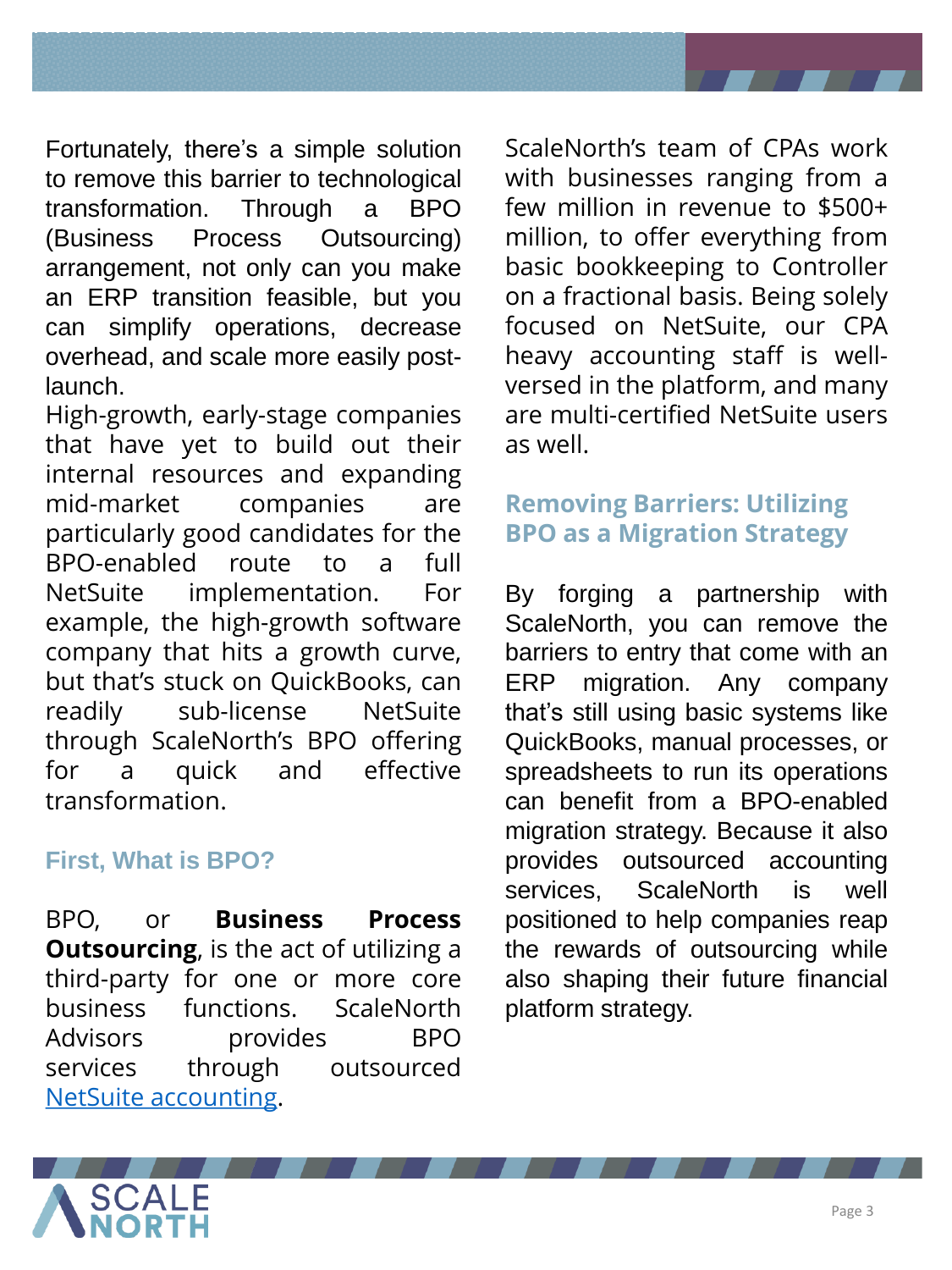Fortunately, there's a simple solution to remove this barrier to technological transformation. Through a BPO (Business Process Outsourcing) arrangement, not only can you make an ERP transition feasible, but you can simplify operations, decrease overhead, and scale more easily post-launch.

High-growth, early-stage companies that have yet to build out their internal resources and expanding mid-market companies are particularly good candidates for the BPO-enabled route to a full NetSuite implementation. For example, the high-growth software company that hits a growth curve, but that's stuck on QuickBooks, can readily sub-license NetSuite through ScaleNorth's BPO offering for a quick and effective transformation.

## First, What is BPO?

BPO, or **Business Process Outsourcing**, is the act of utilizing a third-party for one or more core business functions. ScaleNorth Advisors provides BPO services through outsourced [NetSuite accounting](NetSuite accounting).

ScaleNorth's team of CPAs work with businesses ranging from a few million in revenue to $500+ million, to offer everything from basic bookkeeping to Controller on a fractional basis. Being solely focused on NetSuite, our CPA heavy accounting staff is well-versed in the platform, and many are multi-certified NetSuite users as well.

## Removing Barriers: Utilizing BPO as a Migration Strategy

By forging a partnership with ScaleNorth, you can remove the barriers to entry that come with an ERP migration. Any company that's still using basic systems like QuickBooks, manual processes, or spreadsheets to run its operations can benefit from a BPO-enabled migration strategy. Because it also provides outsourced accounting services, ScaleNorth is well positioned to help companies reap the rewards of outsourcing while also shaping their future financial platform strategy.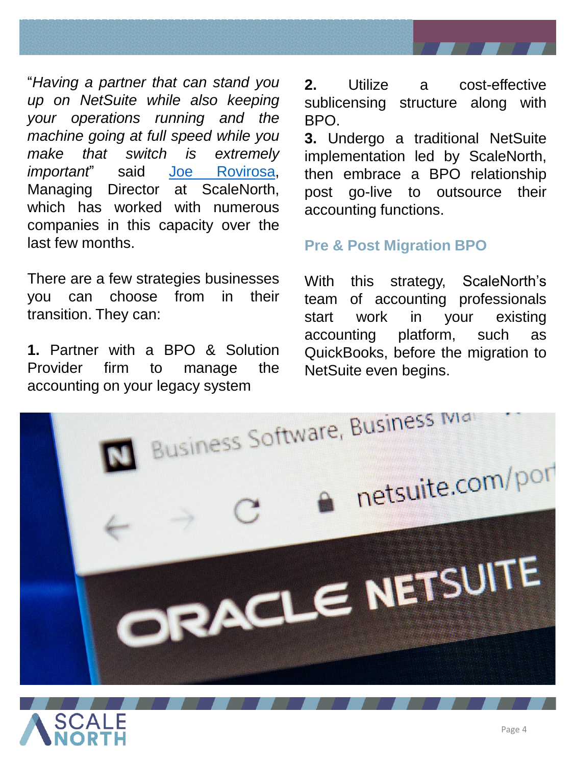"*Having a partner that can stand you up on NetSuite while also keeping your operations running and the machine going at full speed while you make that switch is extremely important*" said [Joe Rovirosa](), Managing Director at ScaleNorth, which has worked with numerous companies in this capacity over the last few months.

There are a few strategies businesses you can choose from in their transition. They can:

**1.** Partner with a BPO & Solution Provider firm to manage the accounting on your legacy system

**2.** Utilize a cost-effective sublicensing structure along with BPO.

**3.** Undergo a traditional NetSuite implementation led by ScaleNorth, then embrace a BPO relationship post go-live to outsource their accounting functions.

### Pre & Post Migration BPO

With this strategy, ScaleNorth's team of accounting professionals start work in your existing accounting platform, such as QuickBooks, before the migration to NetSuite even begins.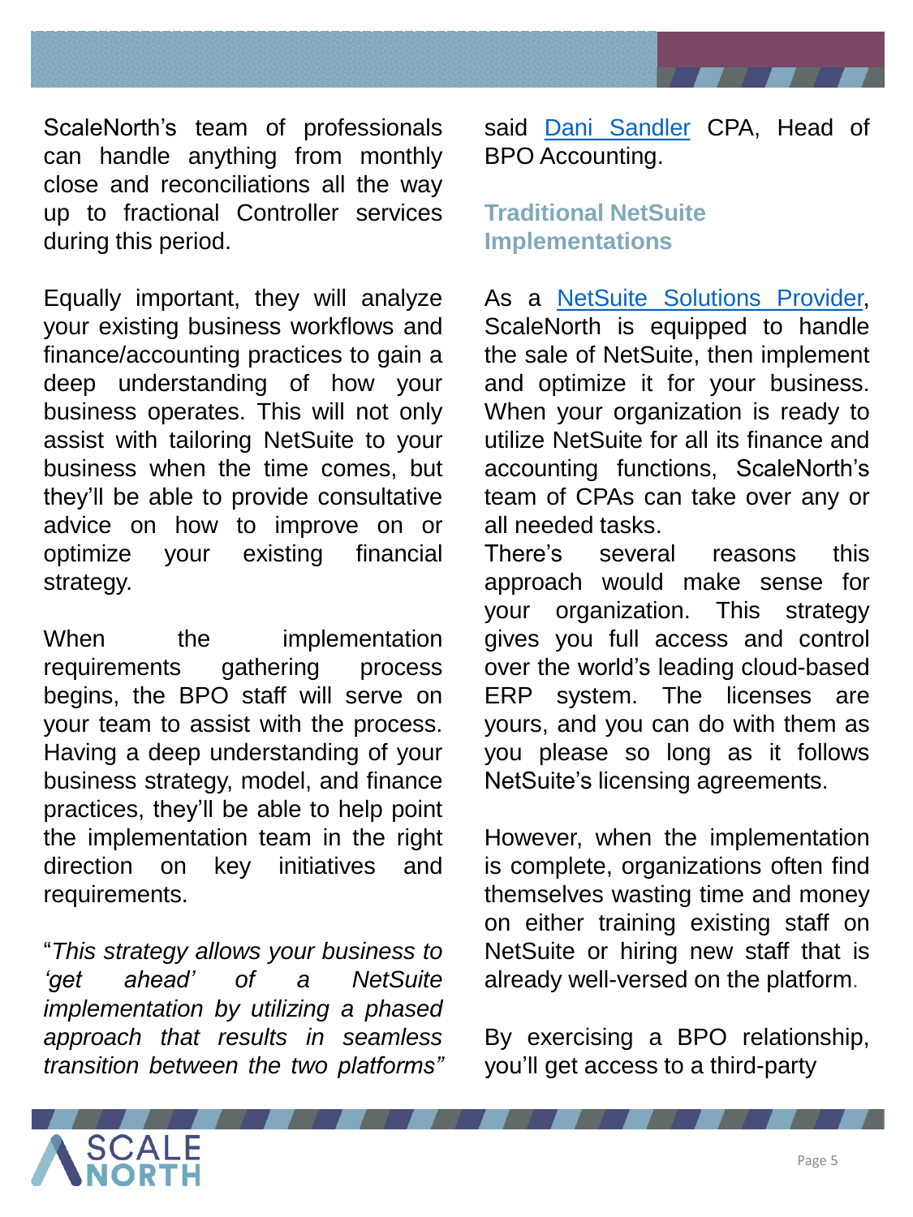ScaleNorth's team of professionals can handle anything from monthly close and reconciliations all the way up to fractional Controller services during this period.

Equally important, they will analyze your existing business workflows and finance/accounting practices to gain a deep understanding of how your business operates. This will not only assist with tailoring NetSuite to your business when the time comes, but they'll be able to provide consultative advice on how to improve on or optimize your existing financial strategy.

When the implementation requirements gathering process begins, the BPO staff will serve on your team to assist with the process. Having a deep understanding of your business strategy, model, and finance practices, they'll be able to help point the implementation team in the right direction on key initiatives and requirements.

"*This strategy allows your business to 'get ahead' of a NetSuite implementation by utilizing a phased approach that results in seamless transition between the two platforms*" said [Dani Sandler]() CPA, Head of BPO Accounting.

### Traditional NetSuite Implementations

As a [NetSuite Solutions Provider](), ScaleNorth is equipped to handle the sale of NetSuite, then implement and optimize it for your business. When your organization is ready to utilize NetSuite for all its finance and accounting functions, ScaleNorth's team of CPAs can take over any or all needed tasks.

There's several reasons this approach would make sense for your organization. This strategy gives you full access and control over the world's leading cloud-based ERP system. The licenses are yours, and you can do with them as you please so long as it follows NetSuite's licensing agreements.

However, when the implementation is complete, organizations often find themselves wasting time and money on either training existing staff on NetSuite or hiring new staff that is already well-versed on the platform.

By exercising a BPO relationship, you'll get access to a third-party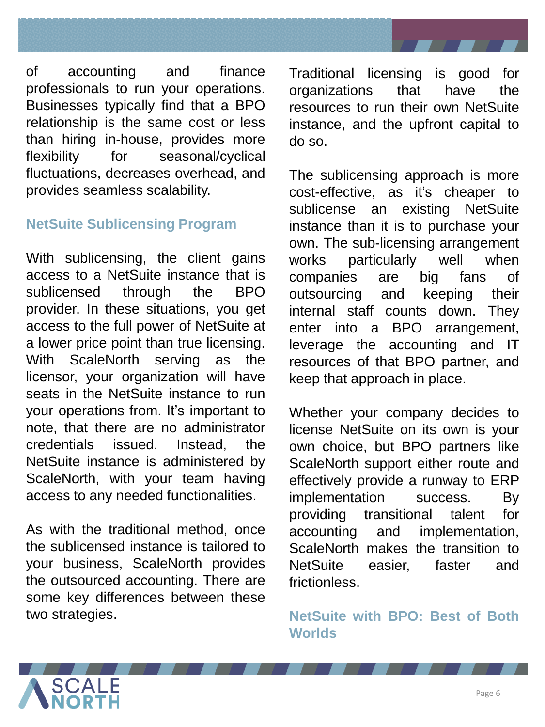of accounting and finance professionals to run your operations. Businesses typically find that a BPO relationship is the same cost or less than hiring in-house, provides more flexibility for seasonal/cyclical fluctuations, decreases overhead, and provides seamless scalability.

### NetSuite Sublicensing Program

With sublicensing, the client gains access to a NetSuite instance that is sublicensed through the BPO provider. In these situations, you get access to the full power of NetSuite at a lower price point than true licensing. With ScaleNorth serving as the licensor, your organization will have seats in the NetSuite instance to run your operations from. It's important to note, that there are no administrator credentials issued. Instead, the NetSuite instance is administered by ScaleNorth, with your team having access to any needed functionalities.

As with the traditional method, once the sublicensed instance is tailored to your business, ScaleNorth provides the outsourced accounting. There are some key differences between these two strategies.

Traditional licensing is good for organizations that have the resources to run their own NetSuite instance, and the upfront capital to do so.

The sublicensing approach is more cost-effective, as it's cheaper to sublicense an existing NetSuite instance than it is to purchase your own. The sub-licensing arrangement works particularly well when companies are big fans of outsourcing and keeping their internal staff counts down. They enter into a BPO arrangement, leverage the accounting and IT resources of that BPO partner, and keep that approach in place.

Whether your company decides to license NetSuite on its own is your own choice, but BPO partners like ScaleNorth support either route and effectively provide a runway to ERP implementation success. By providing transitional talent for accounting and implementation, ScaleNorth makes the transition to NetSuite easier, faster and frictionless.

### NetSuite with BPO: Best of Both Worlds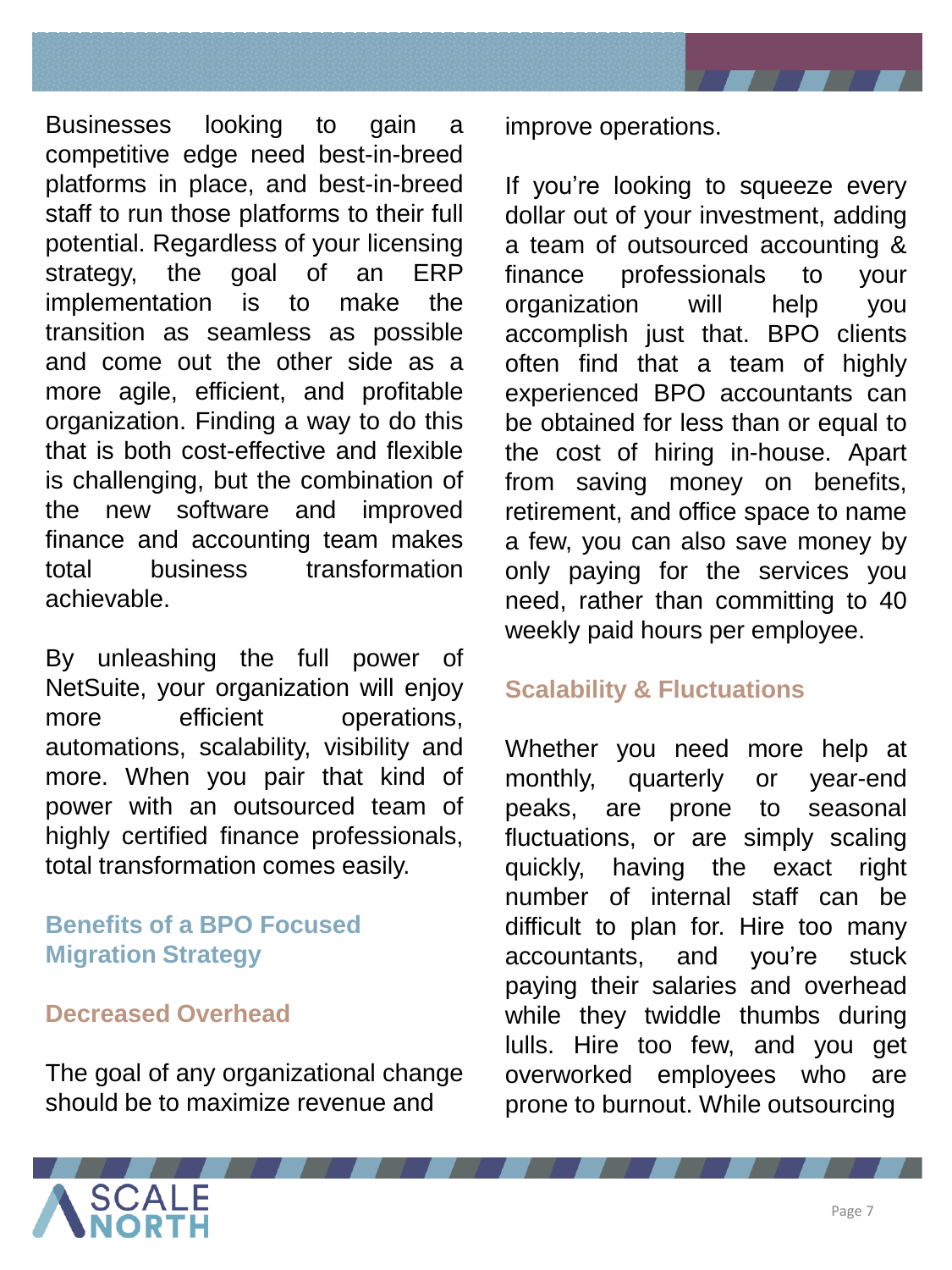Businesses looking to gain a competitive edge need best-in-breed platforms in place, and best-in-breed staff to run those platforms to their full potential. Regardless of your licensing strategy, the goal of an ERP implementation is to make the transition as seamless as possible and come out the other side as a more agile, efficient, and profitable organization. Finding a way to do this that is both cost-effective and flexible is challenging, but the combination of the new software and improved finance and accounting team makes total business transformation achievable.

By unleashing the full power of NetSuite, your organization will enjoy more efficient operations, automations, scalability, visibility and more. When you pair that kind of power with an outsourced team of highly certified finance professionals, total transformation comes easily.

## Benefits of a BPO Focused Migration Strategy

### Decreased Overhead

The goal of any organizational change should be to maximize revenue and improve operations.

If you're looking to squeeze every dollar out of your investment, adding a team of outsourced accounting & finance professionals to your organization will help you accomplish just that. BPO clients often find that a team of highly experienced BPO accountants can be obtained for less than or equal to the cost of hiring in-house. Apart from saving money on benefits, retirement, and office space to name a few, you can also save money by only paying for the services you need, rather than committing to 40 weekly paid hours per employee.

### Scalability & Fluctuations

Whether you need more help at monthly, quarterly or year-end peaks, are prone to seasonal fluctuations, or are simply scaling quickly, having the exact right number of internal staff can be difficult to plan for. Hire too many accountants, and you're stuck paying their salaries and overhead while they twiddle thumbs during lulls. Hire too few, and you get overworked employees who are prone to burnout. While outsourcing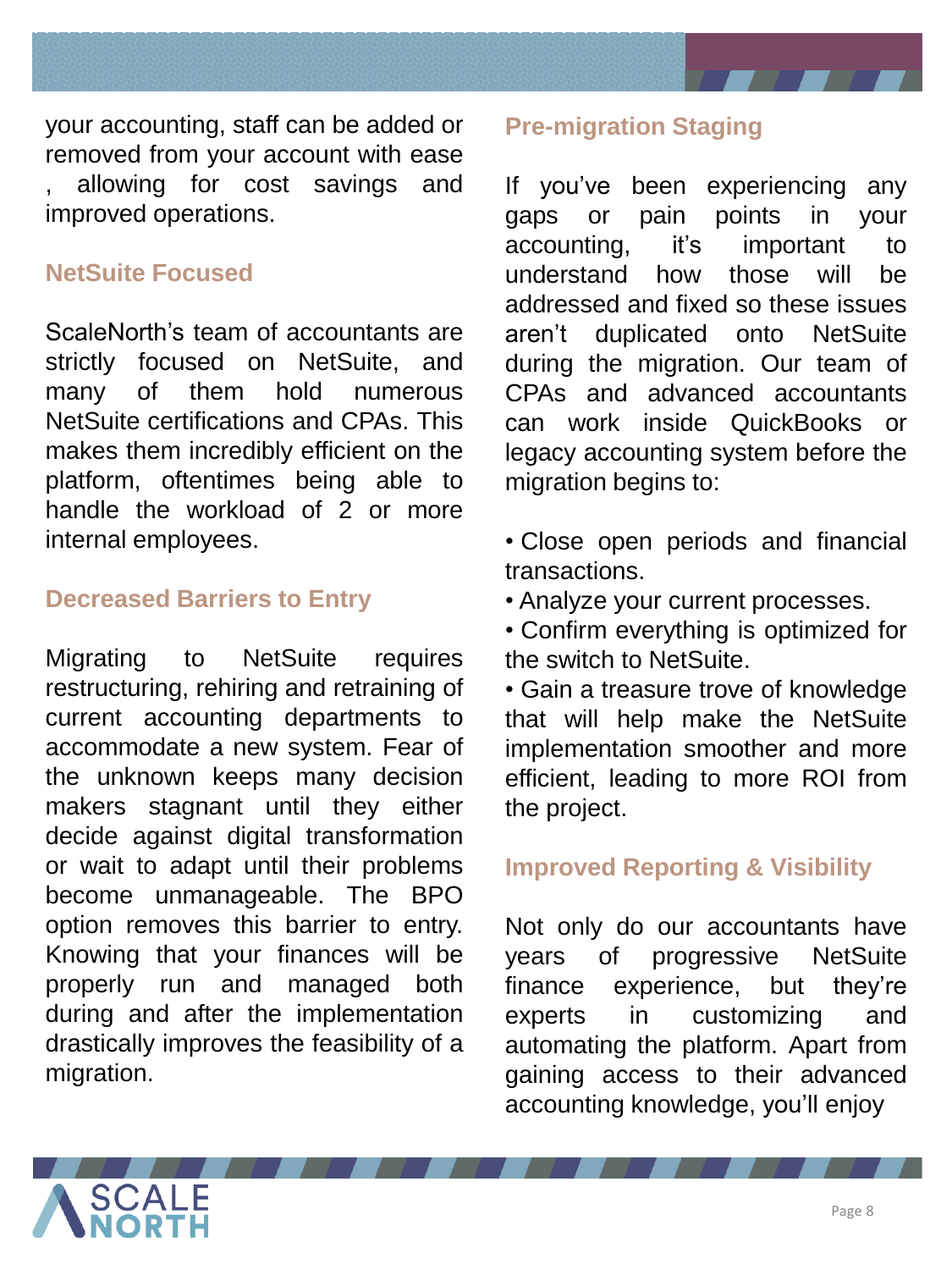your accounting, staff can be added or removed from your account with ease , allowing for cost savings and improved operations.

### NetSuite Focused

ScaleNorth's team of accountants are strictly focused on NetSuite, and many of them hold numerous NetSuite certifications and CPAs. This makes them incredibly efficient on the platform, oftentimes being able to handle the workload of 2 or more internal employees.

### Decreased Barriers to Entry

Migrating to NetSuite requires restructuring, rehiring and retraining of current accounting departments to accommodate a new system. Fear of the unknown keeps many decision makers stagnant until they either decide against digital transformation or wait to adapt until their problems become unmanageable. The BPO option removes this barrier to entry. Knowing that your finances will be properly run and managed both during and after the implementation drastically improves the feasibility of a migration.

### Pre-migration Staging

If you've been experiencing any gaps or pain points in your accounting, it's important to understand how those will be addressed and fixed so these issues aren't duplicated onto NetSuite during the migration. Our team of CPAs and advanced accountants can work inside QuickBooks or legacy accounting system before the migration begins to:

- Close open periods and financial transactions.
- Analyze your current processes.
- Confirm everything is optimized for the switch to NetSuite.
- Gain a treasure trove of knowledge that will help make the NetSuite implementation smoother and more efficient, leading to more ROI from the project.

### Improved Reporting & Visibility

Not only do our accountants have years of progressive NetSuite finance experience, but they're experts in customizing and automating the platform. Apart from gaining access to their advanced accounting knowledge, you'll enjoy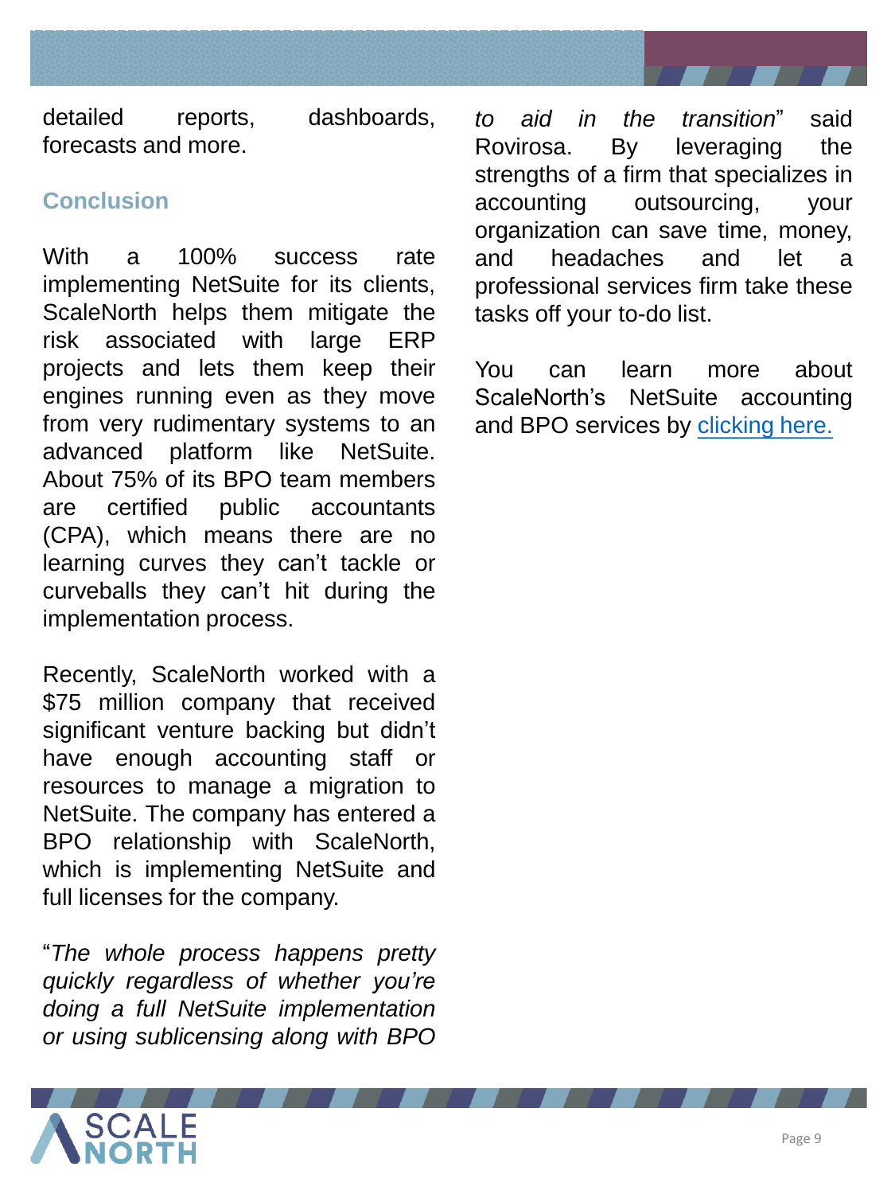detailed reports, dashboards, forecasts and more.

## Conclusion

With a 100% success rate implementing NetSuite for its clients, ScaleNorth helps them mitigate the risk associated with large ERP projects and lets them keep their engines running even as they move from very rudimentary systems to an advanced platform like NetSuite. About 75% of its BPO team members are certified public accountants (CPA), which means there are no learning curves they can't tackle or curveballs they can't hit during the implementation process.

Recently, ScaleNorth worked with a $75 million company that received significant venture backing but didn't have enough accounting staff or resources to manage a migration to NetSuite. The company has entered a BPO relationship with ScaleNorth, which is implementing NetSuite and full licenses for the company.

"*The whole process happens pretty quickly regardless of whether you're doing a full NetSuite implementation or using sublicensing along with BPO to aid in the transition*" said Rovirosa. By leveraging the strengths of a firm that specializes in accounting outsourcing, your organization can save time, money, and headaches and let a professional services firm take these tasks off your to-do list.

You can learn more about ScaleNorth's NetSuite accounting and BPO services by clicking here.